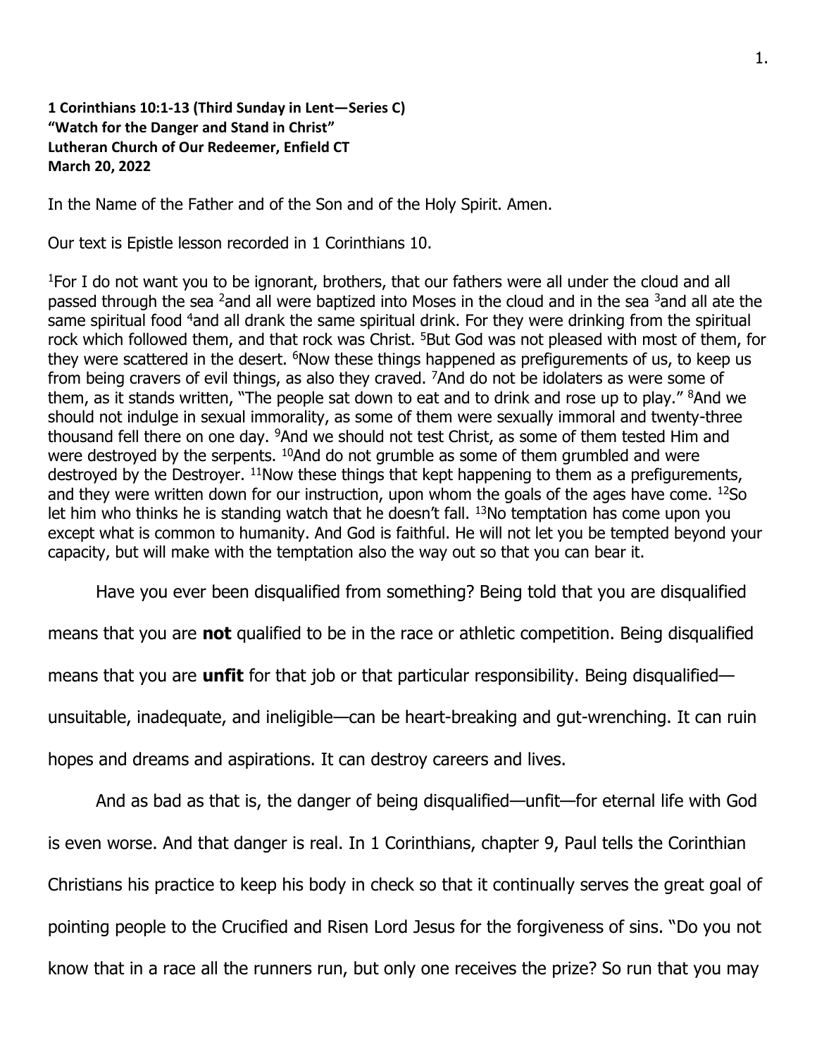**1 Corinthians 10:1-13 (Third Sunday in Lent—Series C)**
**"Watch for the Danger and Stand in Christ"**
**Lutheran Church of Our Redeemer, Enfield CT**
**March 20, 2022**

In the Name of the Father and of the Son and of the Holy Spirit. Amen.

Our text is Epistle lesson recorded in 1 Corinthians 10.

[1]For I do not want you to be ignorant, brothers, that our fathers were all under the cloud and all passed through the sea [2]and all were baptized into Moses in the cloud and in the sea [3]and all ate the same spiritual food [4]and all drank the same spiritual drink. For they were drinking from the spiritual rock which followed them, and that rock was Christ. [5]But God was not pleased with most of them, for they were scattered in the desert. [6]Now these things happened as prefigurements of us, to keep us from being cravers of evil things, as also they craved. [7]And do not be idolaters as were some of them, as it stands written, "The people sat down to eat and to drink and rose up to play." [8]And we should not indulge in sexual immorality, as some of them were sexually immoral and twenty-three thousand fell there on one day. [9]And we should not test Christ, as some of them tested Him and were destroyed by the serpents. [10]And do not grumble as some of them grumbled and were destroyed by the Destroyer. [11]Now these things that kept happening to them as a prefigurements, and they were written down for our instruction, upon whom the goals of the ages have come. [12]So let him who thinks he is standing watch that he doesn't fall. [13]No temptation has come upon you except what is common to humanity. And God is faithful. He will not let you be tempted beyond your capacity, but will make with the temptation also the way out so that you can bear it.

Have you ever been disqualified from something? Being told that you are disqualified means that you are **not** qualified to be in the race or athletic competition. Being disqualified means that you are **unfit** for that job or that particular responsibility. Being disqualified—unsuitable, inadequate, and ineligible—can be heart-breaking and gut-wrenching. It can ruin hopes and dreams and aspirations. It can destroy careers and lives.

And as bad as that is, the danger of being disqualified—unfit—for eternal life with God is even worse. And that danger is real. In 1 Corinthians, chapter 9, Paul tells the Corinthian Christians his practice to keep his body in check so that it continually serves the great goal of pointing people to the Crucified and Risen Lord Jesus for the forgiveness of sins. "Do you not know that in a race all the runners run, but only one receives the prize? So run that you may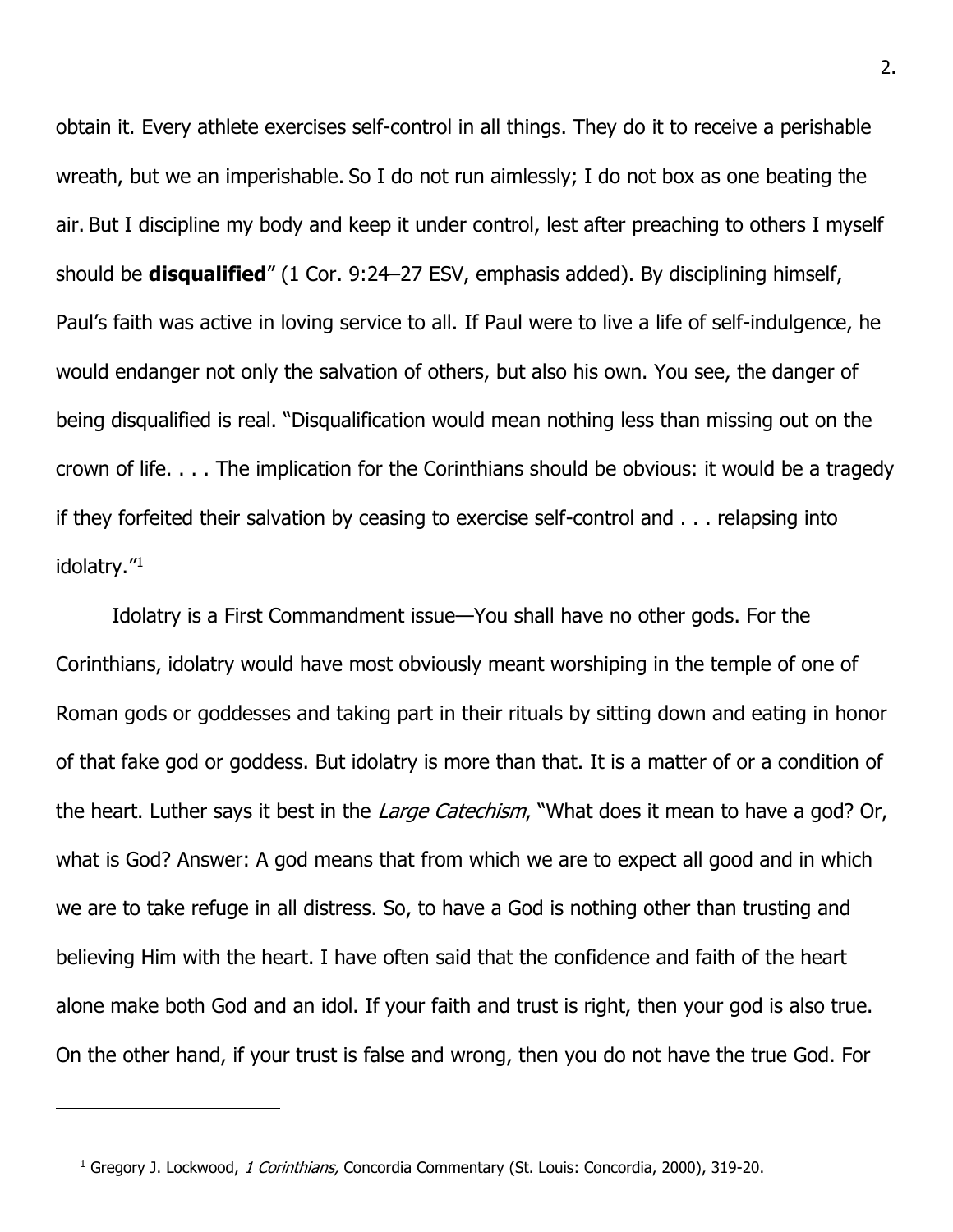obtain it. Every athlete exercises self-control in all things. They do it to receive a perishable wreath, but we an imperishable. So I do not run aimlessly; I do not box as one beating the air. But I discipline my body and keep it under control, lest after preaching to others I myself should be **disqualified**" (1 Cor. 9:24–27 ESV, emphasis added). By disciplining himself, Paul's faith was active in loving service to all. If Paul were to live a life of self-indulgence, he would endanger not only the salvation of others, but also his own. You see, the danger of being disqualified is real. "Disqualification would mean nothing less than missing out on the crown of life. . . . The implication for the Corinthians should be obvious: it would be a tragedy if they forfeited their salvation by ceasing to exercise self-control and . . . relapsing into idolatry."[1]

Idolatry is a First Commandment issue—You shall have no other gods. For the Corinthians, idolatry would have most obviously meant worshiping in the temple of one of Roman gods or goddesses and taking part in their rituals by sitting down and eating in honor of that fake god or goddess. But idolatry is more than that. It is a matter of or a condition of the heart. Luther says it best in the *Large Catechism*, "What does it mean to have a god? Or, what is God? Answer: A god means that from which we are to expect all good and in which we are to take refuge in all distress. So, to have a God is nothing other than trusting and believing Him with the heart. I have often said that the confidence and faith of the heart alone make both God and an idol. If your faith and trust is right, then your god is also true. On the other hand, if your trust is false and wrong, then you do not have the true God. For

---

[1] Gregory J. Lockwood, *1 Corinthians,* Concordia Commentary (St. Louis: Concordia, 2000), 319-20.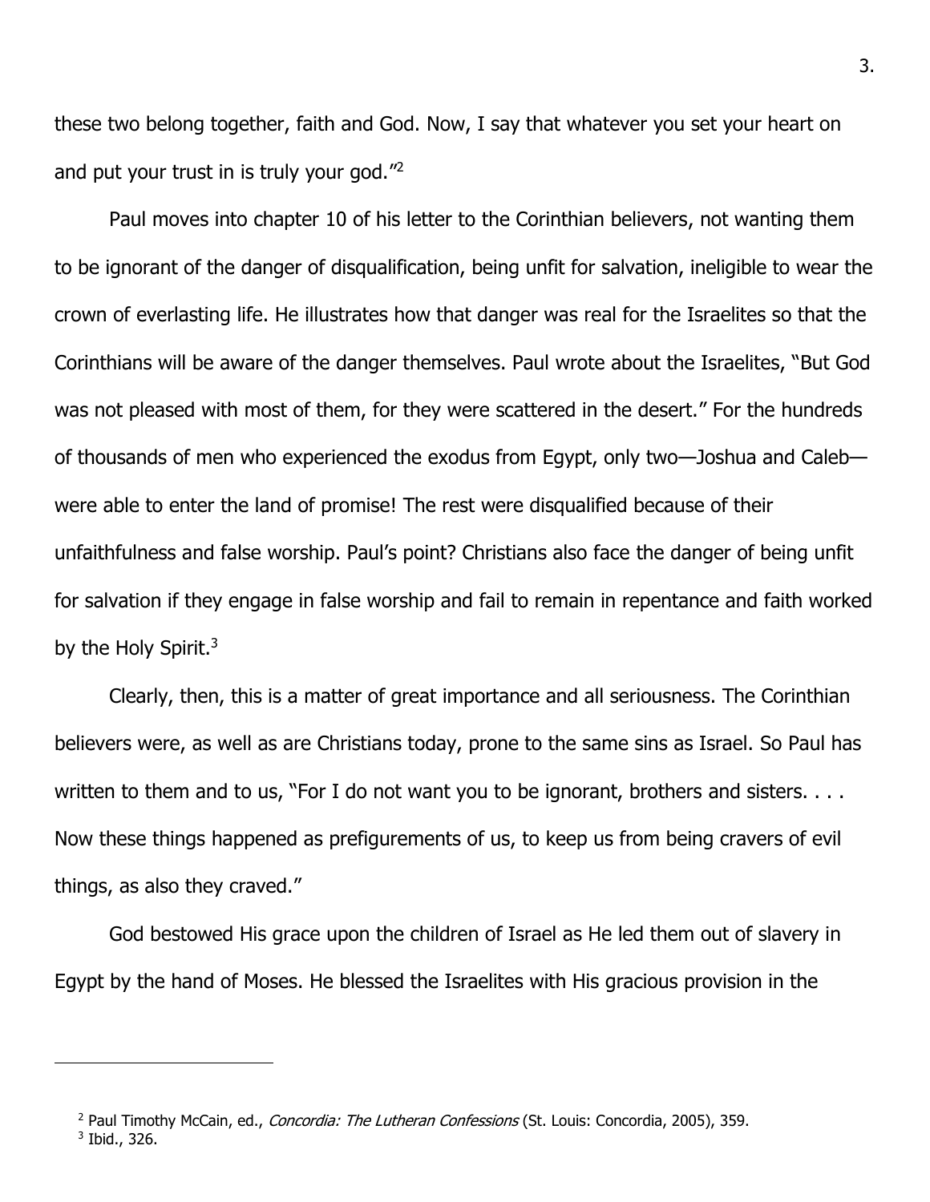these two belong together, faith and God. Now, I say that whatever you set your heart on and put your trust in is truly your god."[2]

Paul moves into chapter 10 of his letter to the Corinthian believers, not wanting them to be ignorant of the danger of disqualification, being unfit for salvation, ineligible to wear the crown of everlasting life. He illustrates how that danger was real for the Israelites so that the Corinthians will be aware of the danger themselves. Paul wrote about the Israelites, "But God was not pleased with most of them, for they were scattered in the desert." For the hundreds of thousands of men who experienced the exodus from Egypt, only two—Joshua and Caleb—were able to enter the land of promise! The rest were disqualified because of their unfaithfulness and false worship. Paul's point? Christians also face the danger of being unfit for salvation if they engage in false worship and fail to remain in repentance and faith worked by the Holy Spirit.[3]

Clearly, then, this is a matter of great importance and all seriousness. The Corinthian believers were, as well as are Christians today, prone to the same sins as Israel. So Paul has written to them and to us, "For I do not want you to be ignorant, brothers and sisters. . . . Now these things happened as prefigurements of us, to keep us from being cravers of evil things, as also they craved."

God bestowed His grace upon the children of Israel as He led them out of slavery in Egypt by the hand of Moses. He blessed the Israelites with His gracious provision in the

---

[2] Paul Timothy McCain, ed., *Concordia: The Lutheran Confessions* (St. Louis: Concordia, 2005), 359.

[3] Ibid., 326.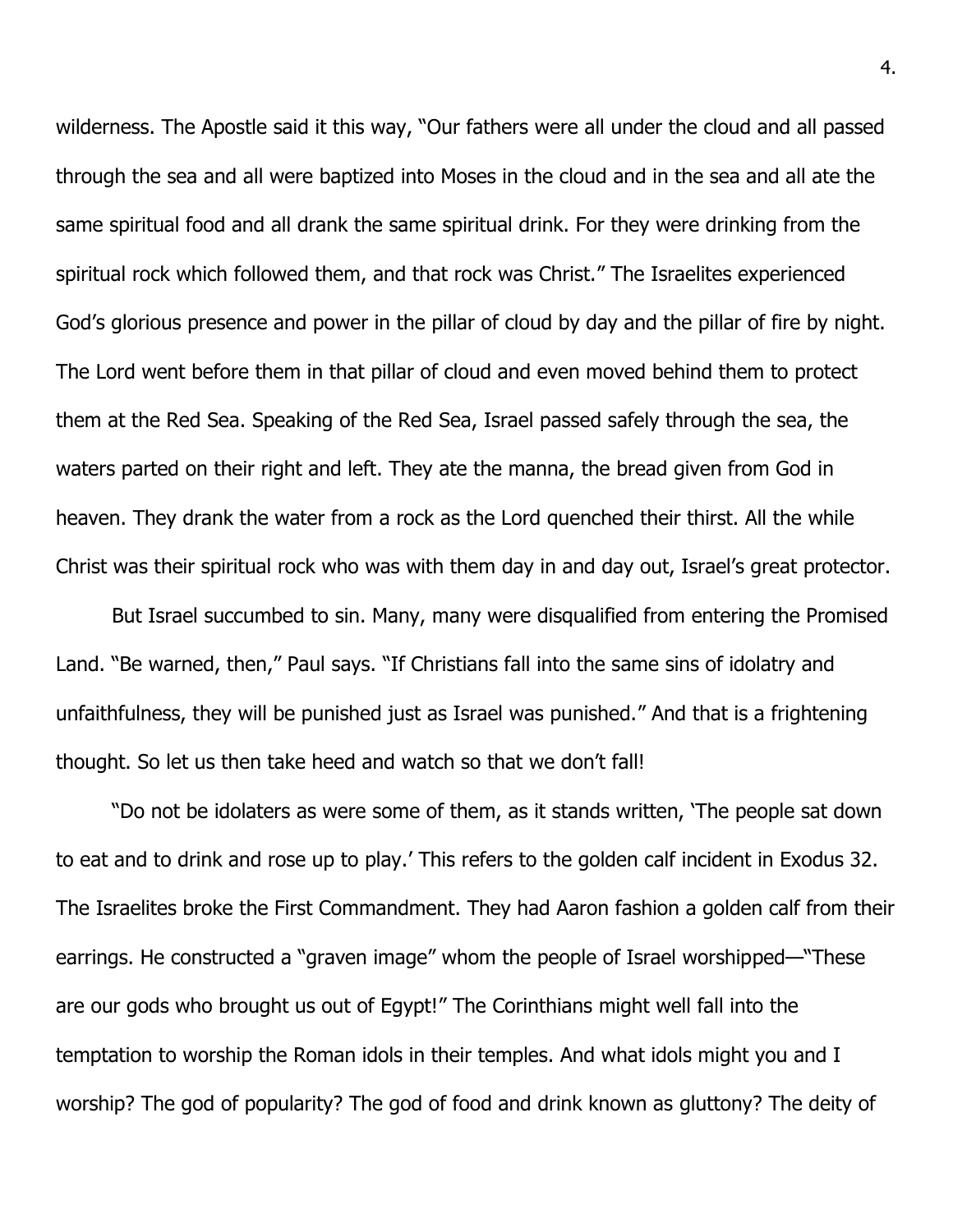wilderness. The Apostle said it this way, "Our fathers were all under the cloud and all passed through the sea and all were baptized into Moses in the cloud and in the sea and all ate the same spiritual food and all drank the same spiritual drink. For they were drinking from the spiritual rock which followed them, and that rock was Christ." The Israelites experienced God's glorious presence and power in the pillar of cloud by day and the pillar of fire by night. The Lord went before them in that pillar of cloud and even moved behind them to protect them at the Red Sea. Speaking of the Red Sea, Israel passed safely through the sea, the waters parted on their right and left. They ate the manna, the bread given from God in heaven. They drank the water from a rock as the Lord quenched their thirst. All the while Christ was their spiritual rock who was with them day in and day out, Israel's great protector.

But Israel succumbed to sin. Many, many were disqualified from entering the Promised Land. "Be warned, then," Paul says. "If Christians fall into the same sins of idolatry and unfaithfulness, they will be punished just as Israel was punished." And that is a frightening thought. So let us then take heed and watch so that we don't fall!

"Do not be idolaters as were some of them, as it stands written, 'The people sat down to eat and to drink and rose up to play.' This refers to the golden calf incident in Exodus 32. The Israelites broke the First Commandment. They had Aaron fashion a golden calf from their earrings. He constructed a "graven image" whom the people of Israel worshipped—"These are our gods who brought us out of Egypt!" The Corinthians might well fall into the temptation to worship the Roman idols in their temples. And what idols might you and I worship? The god of popularity? The god of food and drink known as gluttony? The deity of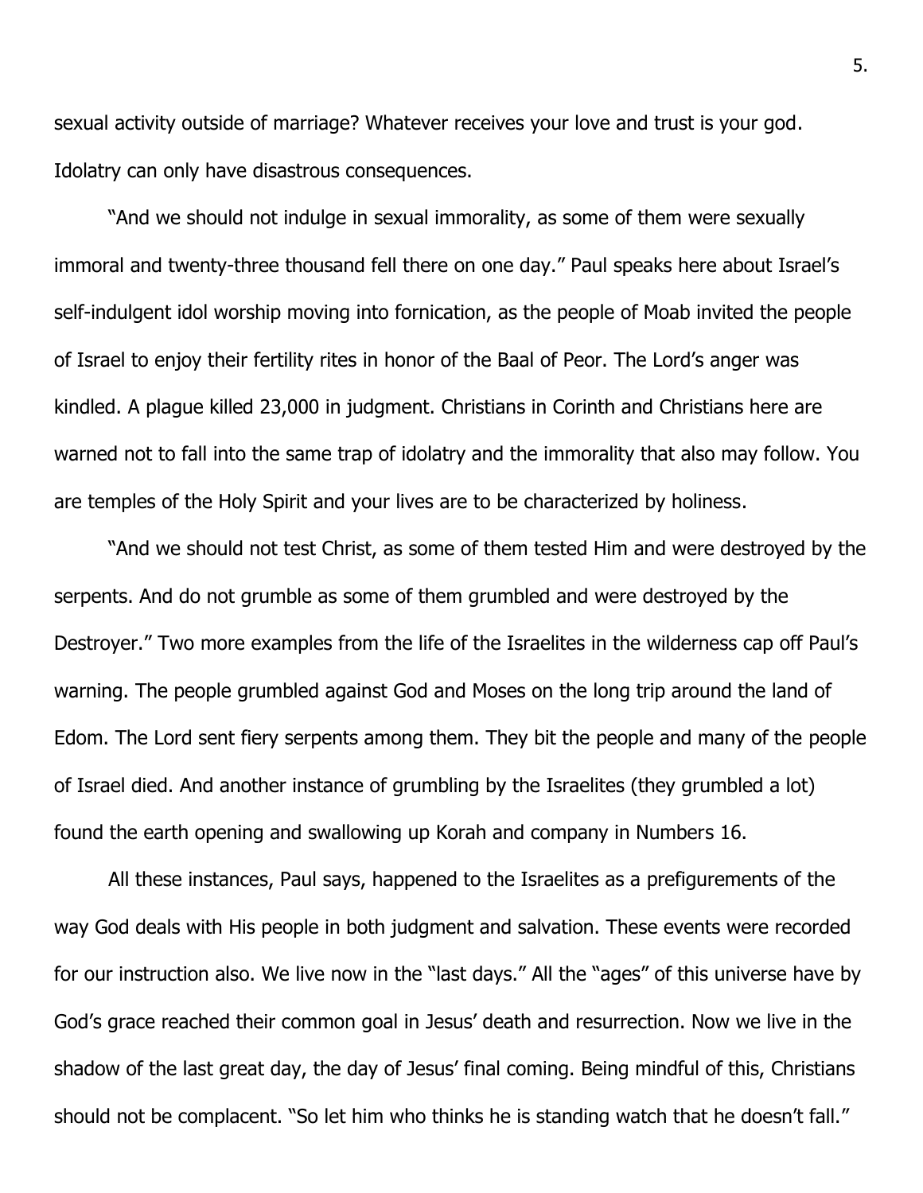sexual activity outside of marriage? Whatever receives your love and trust is your god. Idolatry can only have disastrous consequences.

"And we should not indulge in sexual immorality, as some of them were sexually immoral and twenty-three thousand fell there on one day." Paul speaks here about Israel's self-indulgent idol worship moving into fornication, as the people of Moab invited the people of Israel to enjoy their fertility rites in honor of the Baal of Peor. The Lord's anger was kindled. A plague killed 23,000 in judgment. Christians in Corinth and Christians here are warned not to fall into the same trap of idolatry and the immorality that also may follow. You are temples of the Holy Spirit and your lives are to be characterized by holiness.

"And we should not test Christ, as some of them tested Him and were destroyed by the serpents. And do not grumble as some of them grumbled and were destroyed by the Destroyer." Two more examples from the life of the Israelites in the wilderness cap off Paul's warning. The people grumbled against God and Moses on the long trip around the land of Edom. The Lord sent fiery serpents among them. They bit the people and many of the people of Israel died. And another instance of grumbling by the Israelites (they grumbled a lot) found the earth opening and swallowing up Korah and company in Numbers 16.

All these instances, Paul says, happened to the Israelites as a prefigurements of the way God deals with His people in both judgment and salvation. These events were recorded for our instruction also. We live now in the "last days." All the "ages" of this universe have by God's grace reached their common goal in Jesus' death and resurrection. Now we live in the shadow of the last great day, the day of Jesus' final coming. Being mindful of this, Christians should not be complacent. "So let him who thinks he is standing watch that he doesn't fall."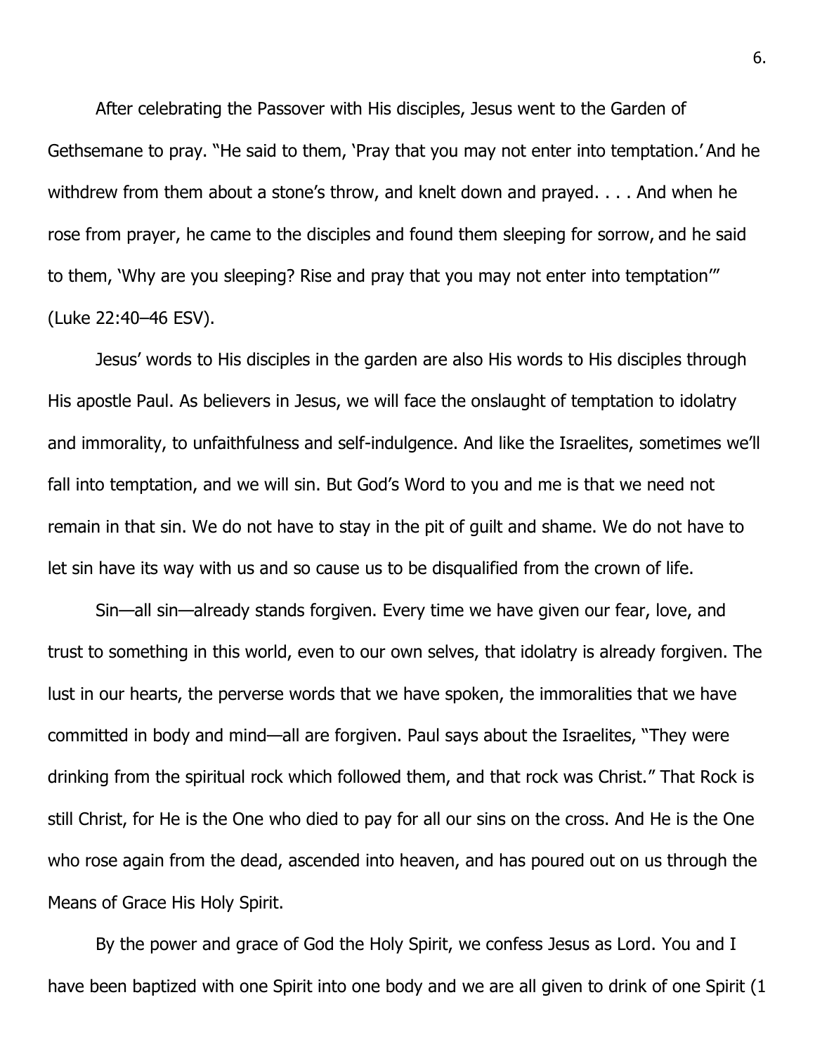After celebrating the Passover with His disciples, Jesus went to the Garden of Gethsemane to pray. "He said to them, 'Pray that you may not enter into temptation.' And he withdrew from them about a stone's throw, and knelt down and prayed. . . . And when he rose from prayer, he came to the disciples and found them sleeping for sorrow, and he said to them, 'Why are you sleeping? Rise and pray that you may not enter into temptation'" (Luke 22:40–46 ESV).

Jesus' words to His disciples in the garden are also His words to His disciples through His apostle Paul. As believers in Jesus, we will face the onslaught of temptation to idolatry and immorality, to unfaithfulness and self-indulgence. And like the Israelites, sometimes we'll fall into temptation, and we will sin. But God's Word to you and me is that we need not remain in that sin. We do not have to stay in the pit of guilt and shame. We do not have to let sin have its way with us and so cause us to be disqualified from the crown of life.

Sin—all sin—already stands forgiven. Every time we have given our fear, love, and trust to something in this world, even to our own selves, that idolatry is already forgiven. The lust in our hearts, the perverse words that we have spoken, the immoralities that we have committed in body and mind—all are forgiven. Paul says about the Israelites, "They were drinking from the spiritual rock which followed them, and that rock was Christ." That Rock is still Christ, for He is the One who died to pay for all our sins on the cross. And He is the One who rose again from the dead, ascended into heaven, and has poured out on us through the Means of Grace His Holy Spirit.

By the power and grace of God the Holy Spirit, we confess Jesus as Lord. You and I have been baptized with one Spirit into one body and we are all given to drink of one Spirit (1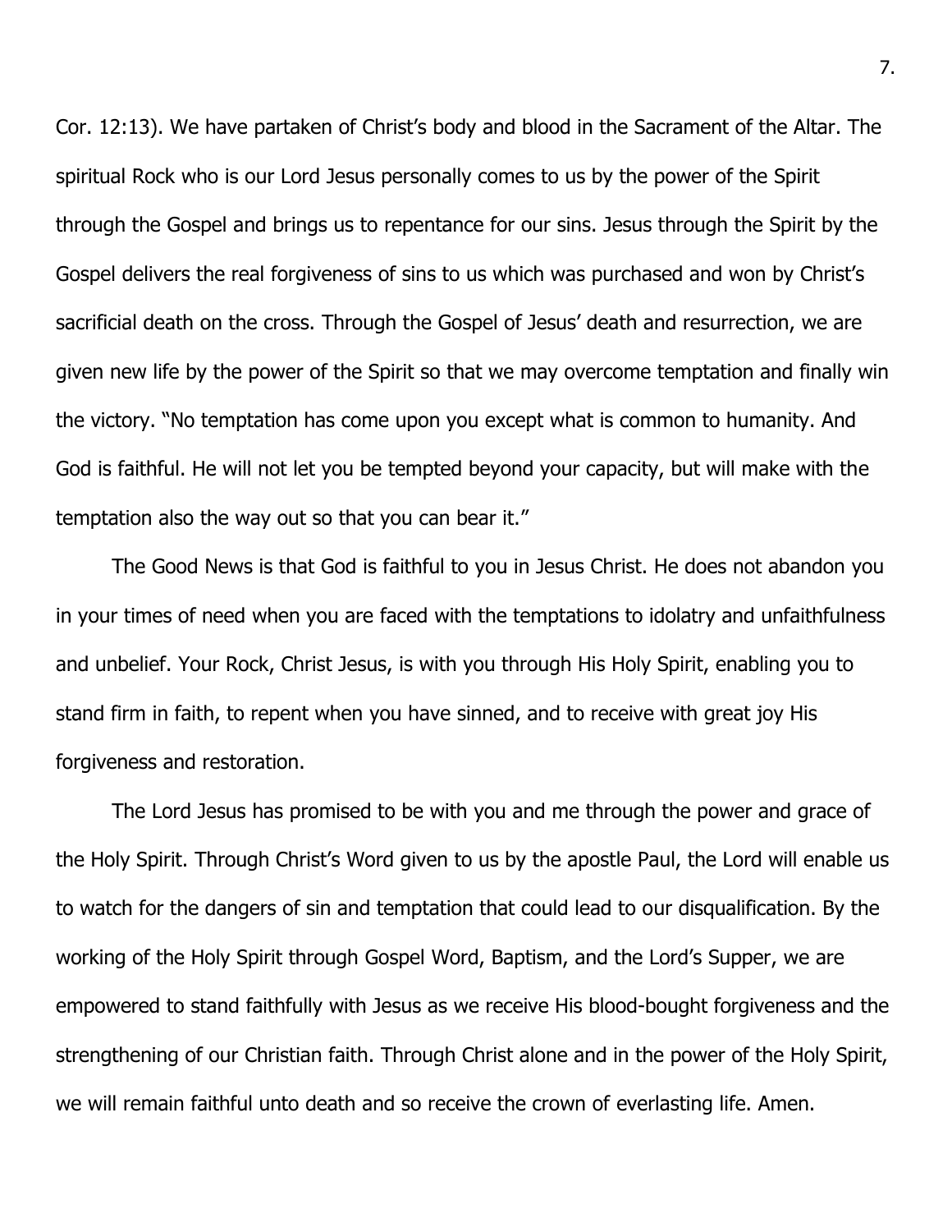Cor. 12:13). We have partaken of Christ's body and blood in the Sacrament of the Altar. The spiritual Rock who is our Lord Jesus personally comes to us by the power of the Spirit through the Gospel and brings us to repentance for our sins. Jesus through the Spirit by the Gospel delivers the real forgiveness of sins to us which was purchased and won by Christ's sacrificial death on the cross. Through the Gospel of Jesus' death and resurrection, we are given new life by the power of the Spirit so that we may overcome temptation and finally win the victory. "No temptation has come upon you except what is common to humanity. And God is faithful. He will not let you be tempted beyond your capacity, but will make with the temptation also the way out so that you can bear it."

The Good News is that God is faithful to you in Jesus Christ. He does not abandon you in your times of need when you are faced with the temptations to idolatry and unfaithfulness and unbelief. Your Rock, Christ Jesus, is with you through His Holy Spirit, enabling you to stand firm in faith, to repent when you have sinned, and to receive with great joy His forgiveness and restoration.

The Lord Jesus has promised to be with you and me through the power and grace of the Holy Spirit. Through Christ's Word given to us by the apostle Paul, the Lord will enable us to watch for the dangers of sin and temptation that could lead to our disqualification. By the working of the Holy Spirit through Gospel Word, Baptism, and the Lord's Supper, we are empowered to stand faithfully with Jesus as we receive His blood-bought forgiveness and the strengthening of our Christian faith. Through Christ alone and in the power of the Holy Spirit, we will remain faithful unto death and so receive the crown of everlasting life. Amen.